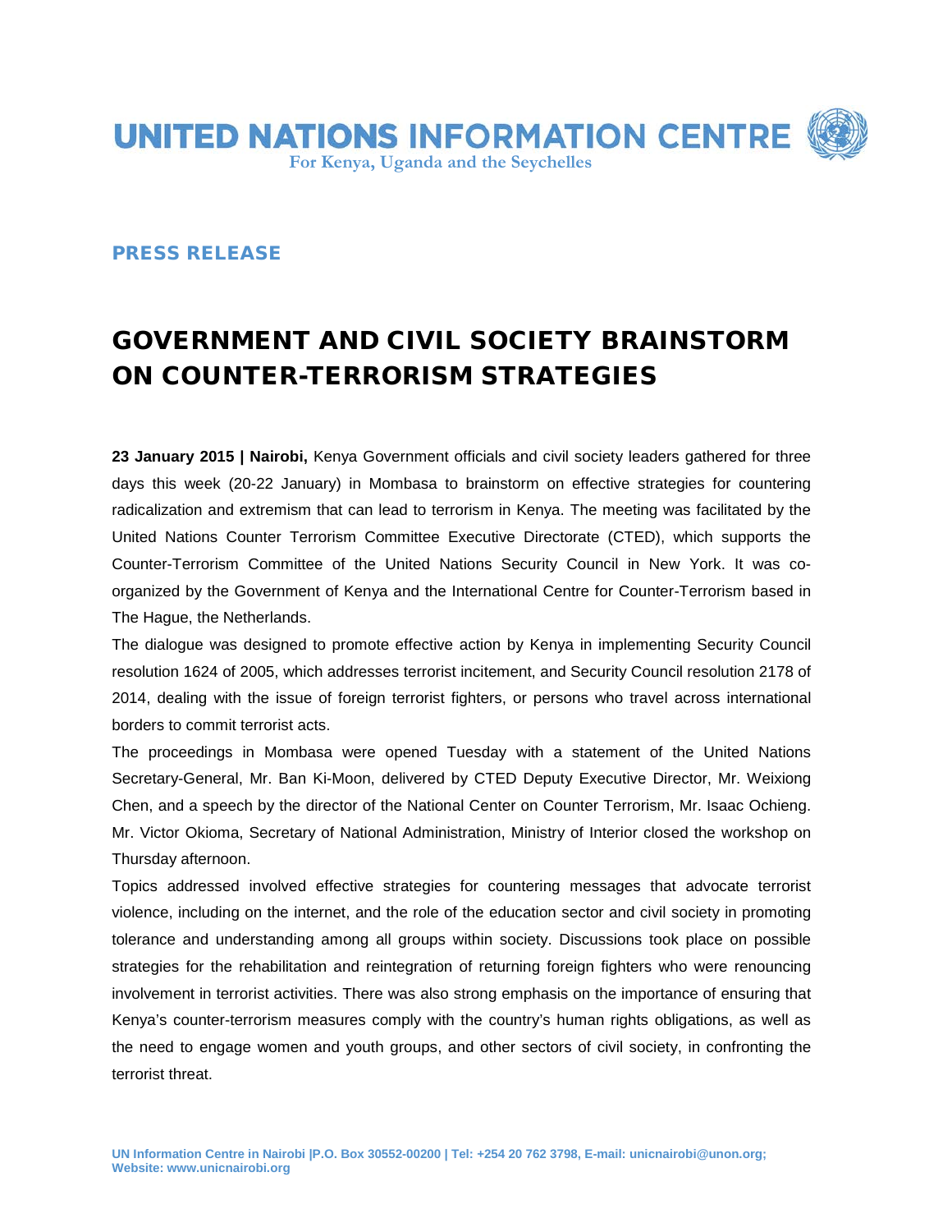# UNITED NATIONS INFORMATION CENTRE

For Kenya, Uganda and the Seychelles

## PRESS RELEASE

# GOVERNMENT AND CIVIL SOCIETY BRAINSTORM ON COUNTER-TERRORISM STRATEGIES

**23 January 2015 | Nairobi,** Kenya Government officials and civil society leaders gathered for three days this week (20-22 January) in Mombasa to brainstorm on effective strategies for countering radicalization and extremism that can lead to terrorism in Kenya. The meeting was facilitated by the United Nations Counter Terrorism Committee Executive Directorate (CTED), which supports the Counter-Terrorism Committee of the United Nations Security Council in New York. It was co-organized by the Government of Kenya and the International Centre for Counter-Terrorism based in The Hague, the Netherlands.

The dialogue was designed to promote effective action by Kenya in implementing Security Council resolution 1624 of 2005, which addresses terrorist incitement, and Security Council resolution 2178 of 2014, dealing with the issue of foreign terrorist fighters, or persons who travel across international borders to commit terrorist acts.

The proceedings in Mombasa were opened Tuesday with a statement of the United Nations Secretary-General, Mr. Ban Ki-Moon, delivered by CTED Deputy Executive Director, Mr. Weixiong Chen, and a speech by the director of the National Center on Counter Terrorism, Mr. Isaac Ochieng. Mr. Victor Okioma, Secretary of National Administration, Ministry of Interior closed the workshop on Thursday afternoon.

Topics addressed involved effective strategies for countering messages that advocate terrorist violence, including on the internet, and the role of the education sector and civil society in promoting tolerance and understanding among all groups within society. Discussions took place on possible strategies for the rehabilitation and reintegration of returning foreign fighters who were renouncing involvement in terrorist activities. There was also strong emphasis on the importance of ensuring that Kenya's counter-terrorism measures comply with the country's human rights obligations, as well as the need to engage women and youth groups, and other sectors of civil society, in confronting the terrorist threat.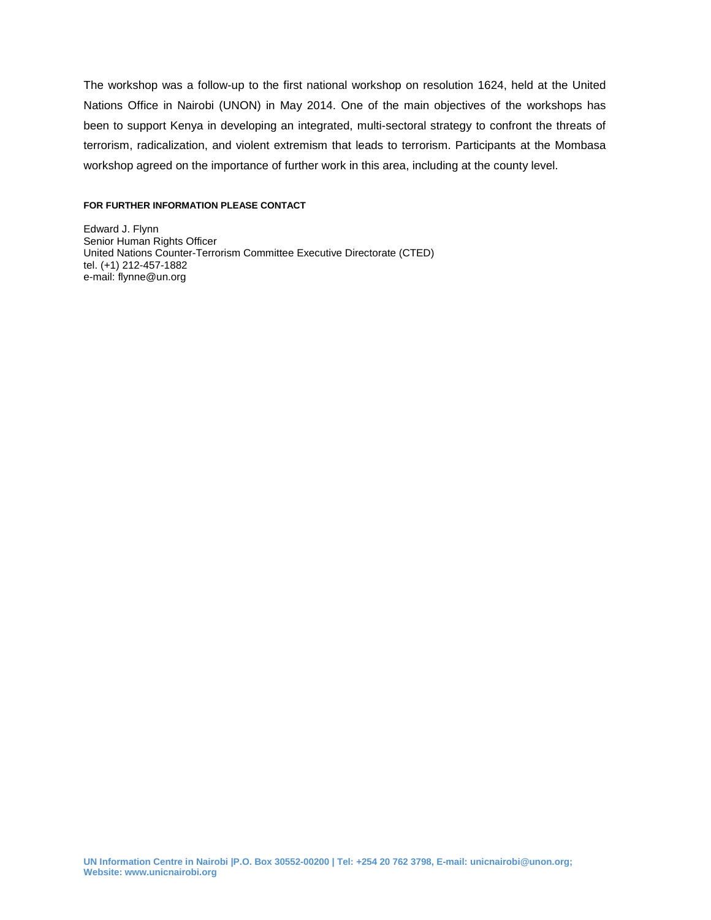The workshop was a follow-up to the first national workshop on resolution 1624, held at the United Nations Office in Nairobi (UNON) in May 2014. One of the main objectives of the workshops has been to support Kenya in developing an integrated, multi-sectoral strategy to confront the threats of terrorism, radicalization, and violent extremism that leads to terrorism. Participants at the Mombasa workshop agreed on the importance of further work in this area, including at the county level.

**FOR FURTHER INFORMATION PLEASE CONTACT**

Edward J. Flynn
Senior Human Rights Officer
United Nations Counter-Terrorism Committee Executive Directorate (CTED)
tel. (+1) 212-457-1882
e-mail: flynne@un.org